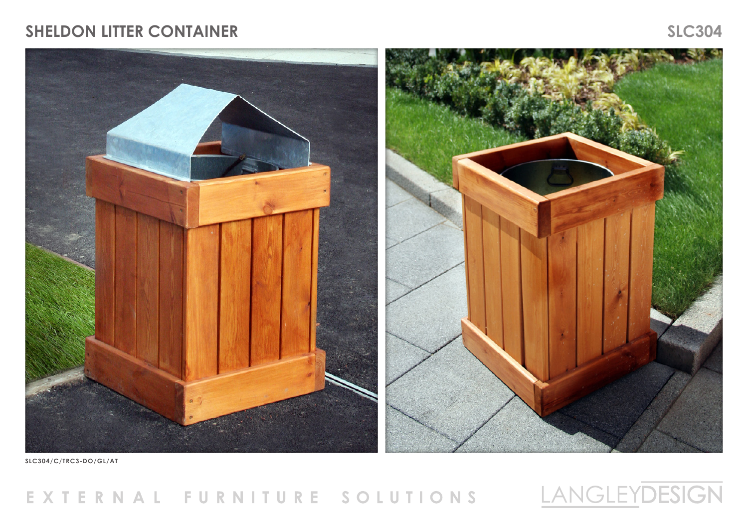# SHELDON LITTER CONTAINER

SLC304

SLC304/C/TRC3-DO/GL/AT

EXTERNAL FURNITURE SOLUTIONS

LANGLEYDESIGN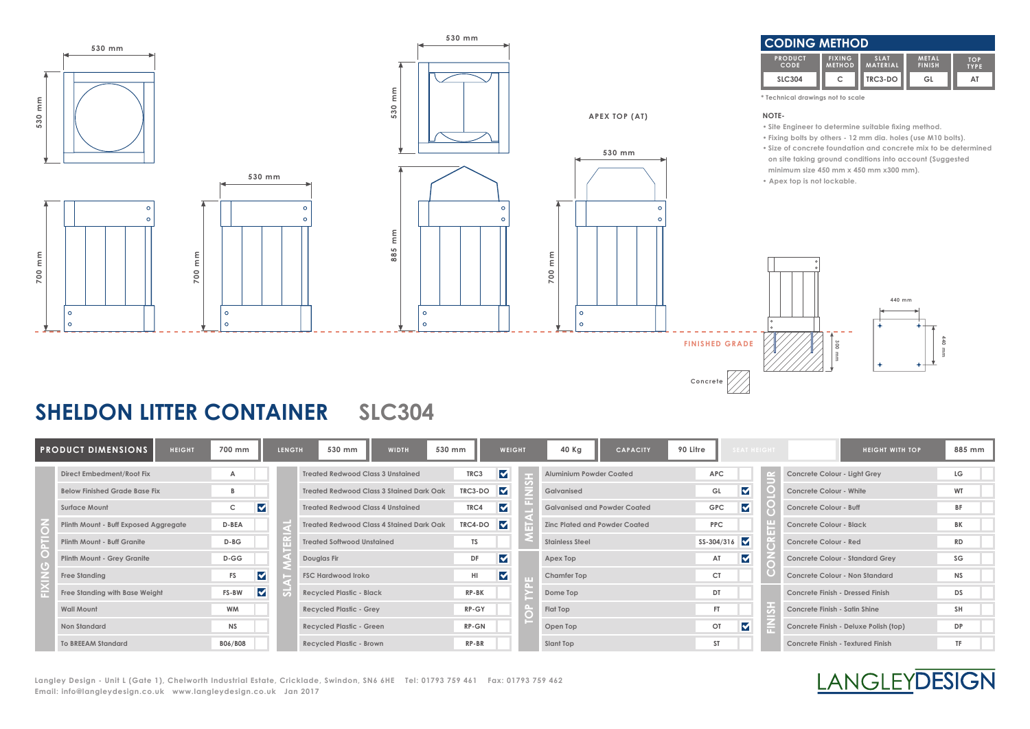530 mm

530 mm

700 mm

530 mm

700 mm

530 mm

530 mm

885 mm

APEX TOP (AT)

530 mm

700 mm

FINISHED GRADE

Concrete

300 mm

440 mm

440 mm

## CODING METHOD

| PRODUCT CODE | FIXING METHOD | SLAT MATERIAL | METAL FINISH | TOP TYPE |
|---|---|---|---|---|
| SLC304 | C | TRC3-DO | GL | AT |

* Technical drawings not to scale

**NOTE-**

- Site Engineer to determine suitable fixing method.
- Fixing bolts by others - 12 mm dia. holes (use M10 bolts).
- Size of concrete foundation and concrete mix to be determined on site taking ground conditions into account (Suggested minimum size 450 mm x 450 mm x300 mm).
- Apex top is not lockable.

# SHELDON LITTER CONTAINER SLC304

| PRODUCT DIMENSIONS | HEIGHT | 700 mm | LENGTH | 530 mm | WIDTH | 530 mm | WEIGHT | 40 Kg | CAPACITY | 90 Litre | SEAT HEIGHT | | HEIGHT WITH TOP | 885 mm |
|---|---|---|---|---|---|---|---|---|---|---|---|---|---|---|

| FIXING OPTION | | | | SLAT MATERIAL | | | | METAL FINISH / TOP TYPE | | | | CONCRETE COLOUR / FINISH | | | |
|---|---|---|---|---|---|---|---|---|---|---|---|---|---|---|---|
| | Direct Embedment/Root Fix | A | | | Treated Redwood Class 3 Unstained | TRC3 | ☑ | METAL FINISH | Aluminium Powder Coated | APC | | CONCRETE COLOUR | Concrete Colour - Light Grey | LG | |
| | Below Finished Grade Base Fix | B | | | Treated Redwood Class 3 Stained Dark Oak | TRC3-DO | ☑ | | Galvanised | GL | ☑ | | Concrete Colour - White | WT | |
| | Surface Mount | C | ☑ | | Treated Redwood Class 4 Unstained | TRC4 | ☑ | | Galvanised and Powder Coated | GPC | ☑ | | Concrete Colour - Buff | BF | |
| | Plinth Mount - Buff Exposed Aggregate | D-BEA | | | Treated Redwood Class 4 Stained Dark Oak | TRC4-DO | ☑ | | Zinc Plated and Powder Coated | PPC | | | Concrete Colour - Black | BK | |
| | Plinth Mount - Buff Granite | D-BG | | | Treated Softwood Unstained | TS | | | Stainless Steel | SS-304/316 | ☑ | | Concrete Colour - Red | RD | |
| | Plinth Mount - Grey Granite | D-GG | | | Douglas Fir | DF | ☑ | TOP TYPE | Apex Top | AT | ☑ | | Concrete Colour - Standard Grey | SG | |
| | Free Standing | FS | ☑ | | FSC Hardwood Iroko | HI | ☑ | | Chamfer Top | CT | | | Concrete Colour - Non Standard | NS | |
| | Free Standing with Base Weight | FS-BW | ☑ | | Recycled Plastic - Black | RP-BK | | | Dome Top | DT | | FINISH | Concrete Finish - Dressed Finish | DS | |
| | Wall Mount | WM | | | Recycled Plastic - Grey | RP-GY | | | Flat Top | FT | | | Concrete Finish - Satin Shine | SH | |
| | Non Standard | NS | | | Recycled Plastic - Green | RP-GN | | | Open Top | OT | ☑ | | Concrete Finish - Deluxe Polish (top) | DP | |
| | To BREEAM Standard | B06/B08 | | | Recycled Plastic - Brown | RP-BR | | | Slant Top | ST | | | Concrete Finish - Textured Finish | TF | |

Langley Design - Unit L (Gate 1), Chelworth Industrial Estate, Cricklade, Swindon, SN6 6HE Tel: 01793 759 461 Fax: 01793 759 462
Email: info@langleydesign.co.uk www.langleydesign.co.uk Jan 2017

LANGLEYDESIGN